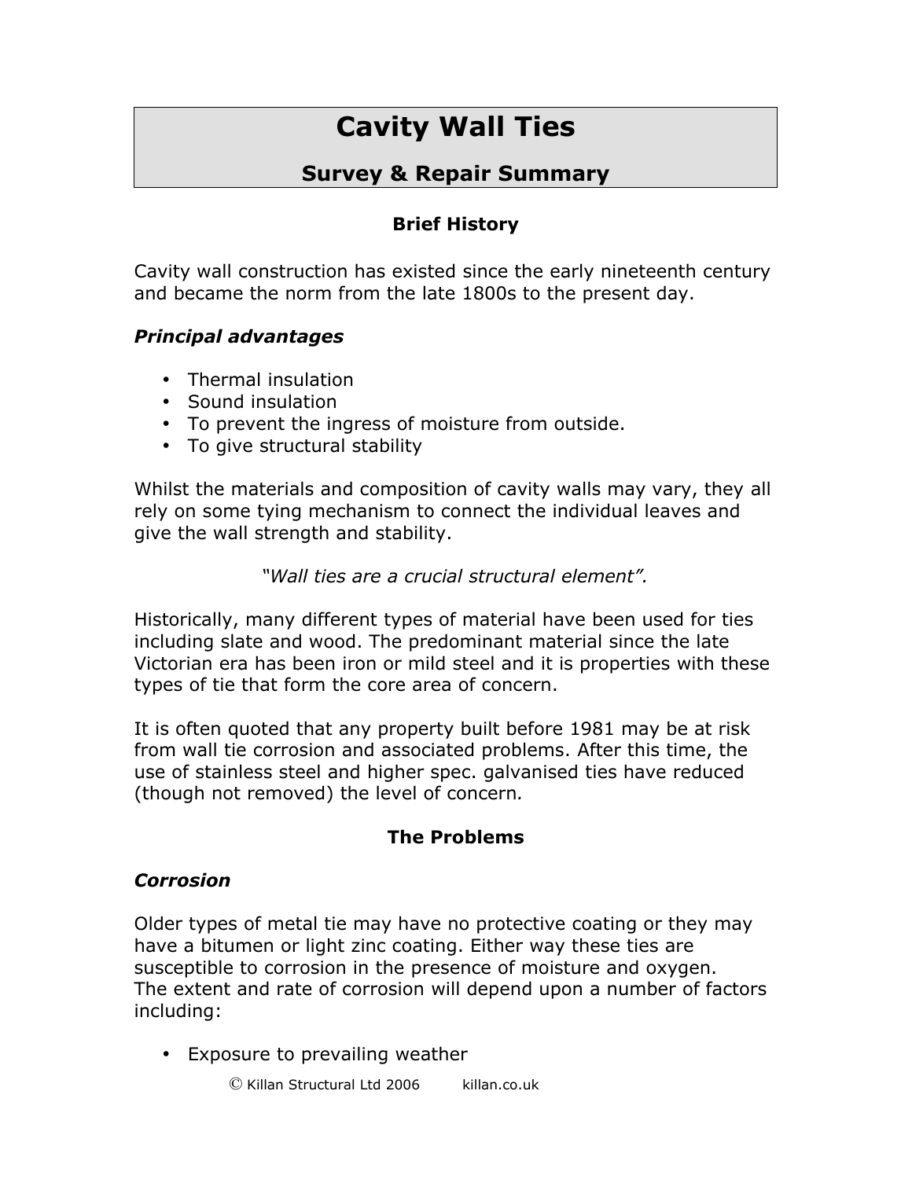# Cavity Wall Ties

## Survey & Repair Summary

### Brief History

Cavity wall construction has existed since the early nineteenth century and became the norm from the late 1800s to the present day.

***Principal advantages***

- Thermal insulation
- Sound insulation
- To prevent the ingress of moisture from outside.
- To give structural stability

Whilst the materials and composition of cavity walls may vary, they all rely on some tying mechanism to connect the individual leaves and give the wall strength and stability.

*"Wall ties are a crucial structural element".*

Historically, many different types of material have been used for ties including slate and wood. The predominant material since the late Victorian era has been iron or mild steel and it is properties with these types of tie that form the core area of concern.

It is often quoted that any property built before 1981 may be at risk from wall tie corrosion and associated problems. After this time, the use of stainless steel and higher spec. galvanised ties have reduced (though not removed) the level of concern*.*

### The Problems

***Corrosion***

Older types of metal tie may have no protective coating or they may have a bitumen or light zinc coating. Either way these ties are susceptible to corrosion in the presence of moisture and oxygen. The extent and rate of corrosion will depend upon a number of factors including:

- Exposure to prevailing weather

© Killan Structural Ltd 2006 killan.co.uk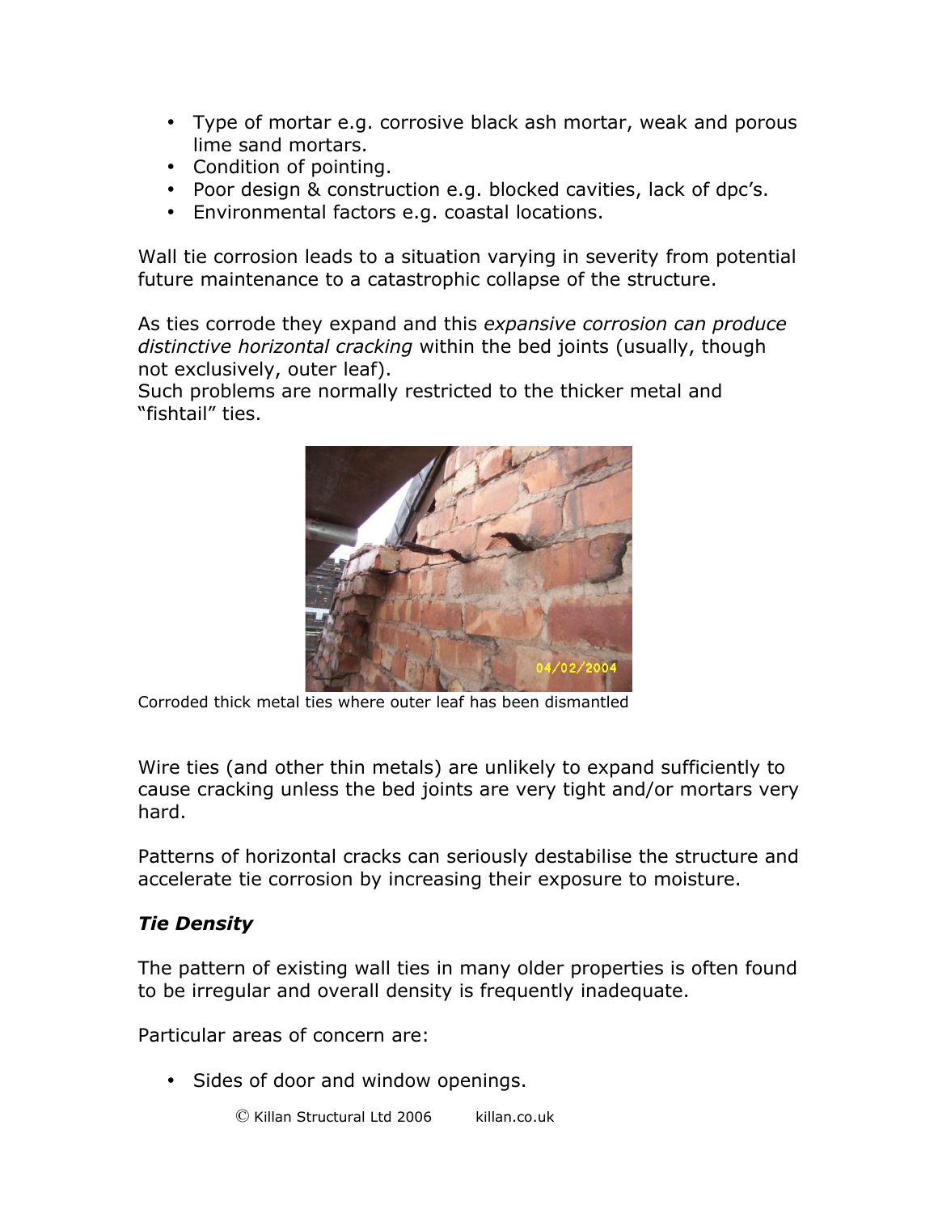- Type of mortar e.g. corrosive black ash mortar, weak and porous lime sand mortars.
- Condition of pointing.
- Poor design & construction e.g. blocked cavities, lack of dpc's.
- Environmental factors e.g. coastal locations.

Wall tie corrosion leads to a situation varying in severity from potential future maintenance to a catastrophic collapse of the structure.

As ties corrode they expand and this *expansive corrosion can produce distinctive horizontal cracking* within the bed joints (usually, though not exclusively, outer leaf).
Such problems are normally restricted to the thicker metal and "fishtail" ties.

Corroded thick metal ties where outer leaf has been dismantled

Wire ties (and other thin metals) are unlikely to expand sufficiently to cause cracking unless the bed joints are very tight and/or mortars very hard.

Patterns of horizontal cracks can seriously destabilise the structure and accelerate tie corrosion by increasing their exposure to moisture.

### *Tie Density*

The pattern of existing wall ties in many older properties is often found to be irregular and overall density is frequently inadequate.

Particular areas of concern are:

- Sides of door and window openings.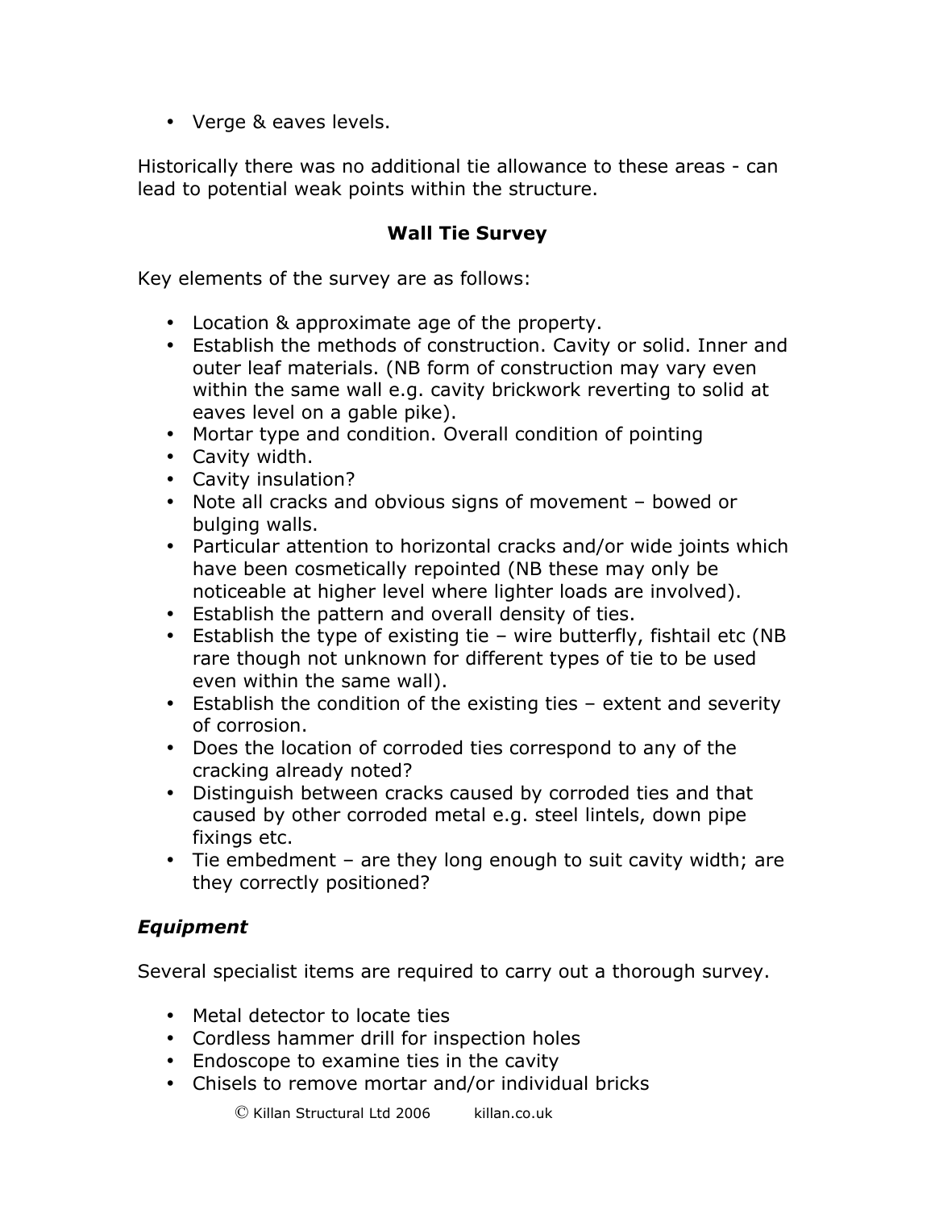- Verge & eaves levels.

Historically there was no additional tie allowance to these areas - can lead to potential weak points within the structure.

## Wall Tie Survey

Key elements of the survey are as follows:

- Location & approximate age of the property.
- Establish the methods of construction. Cavity or solid. Inner and outer leaf materials. (NB form of construction may vary even within the same wall e.g. cavity brickwork reverting to solid at eaves level on a gable pike).
- Mortar type and condition. Overall condition of pointing
- Cavity width.
- Cavity insulation?
- Note all cracks and obvious signs of movement – bowed or bulging walls.
- Particular attention to horizontal cracks and/or wide joints which have been cosmetically repointed (NB these may only be noticeable at higher level where lighter loads are involved).
- Establish the pattern and overall density of ties.
- Establish the type of existing tie – wire butterfly, fishtail etc (NB rare though not unknown for different types of tie to be used even within the same wall).
- Establish the condition of the existing ties – extent and severity of corrosion.
- Does the location of corroded ties correspond to any of the cracking already noted?
- Distinguish between cracks caused by corroded ties and that caused by other corroded metal e.g. steel lintels, down pipe fixings etc.
- Tie embedment – are they long enough to suit cavity width; are they correctly positioned?

### *Equipment*

Several specialist items are required to carry out a thorough survey.

- Metal detector to locate ties
- Cordless hammer drill for inspection holes
- Endoscope to examine ties in the cavity
- Chisels to remove mortar and/or individual bricks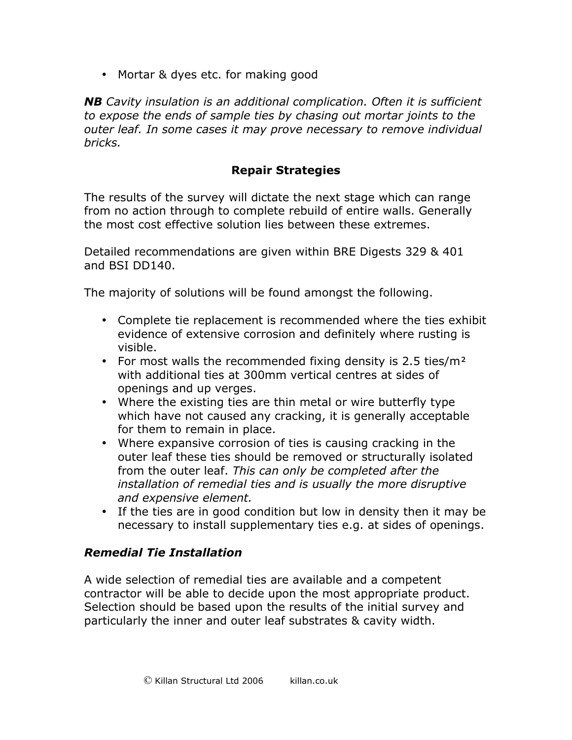- Mortar & dyes etc. for making good

***NB*** *Cavity insulation is an additional complication. Often it is sufficient to expose the ends of sample ties by chasing out mortar joints to the outer leaf. In some cases it may prove necessary to remove individual bricks.*

## Repair Strategies

The results of the survey will dictate the next stage which can range from no action through to complete rebuild of entire walls. Generally the most cost effective solution lies between these extremes.

Detailed recommendations are given within BRE Digests 329 & 401 and BSI DD140.

The majority of solutions will be found amongst the following.

- Complete tie replacement is recommended where the ties exhibit evidence of extensive corrosion and definitely where rusting is visible.
- For most walls the recommended fixing density is 2.5 ties/m² with additional ties at 300mm vertical centres at sides of openings and up verges.
- Where the existing ties are thin metal or wire butterfly type which have not caused any cracking, it is generally acceptable for them to remain in place.
- Where expansive corrosion of ties is causing cracking in the outer leaf these ties should be removed or structurally isolated from the outer leaf. *This can only be completed after the installation of remedial ties and is usually the more disruptive and expensive element.*
- If the ties are in good condition but low in density then it may be necessary to install supplementary ties e.g. at sides of openings.

### *Remedial Tie Installation*

A wide selection of remedial ties are available and a competent contractor will be able to decide upon the most appropriate product. Selection should be based upon the results of the initial survey and particularly the inner and outer leaf substrates & cavity width.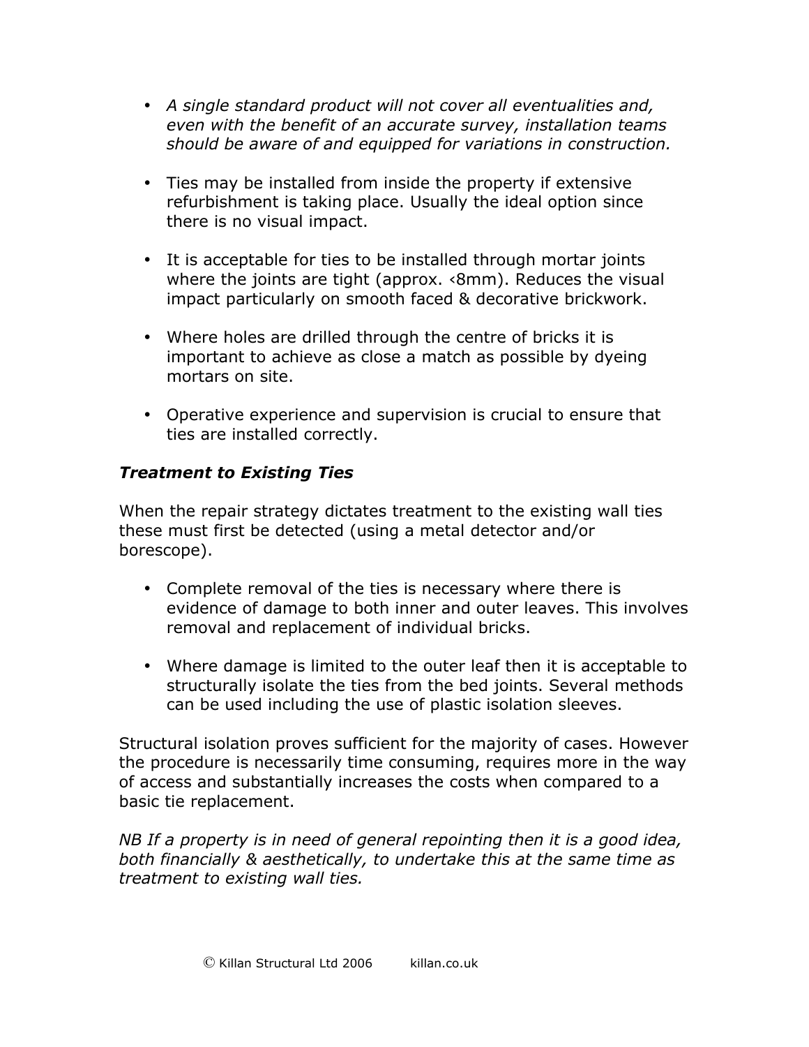- *A single standard product will not cover all eventualities and, even with the benefit of an accurate survey, installation teams should be aware of and equipped for variations in construction.*

- Ties may be installed from inside the property if extensive refurbishment is taking place. Usually the ideal option since there is no visual impact.

- It is acceptable for ties to be installed through mortar joints where the joints are tight (approx. ‹8mm). Reduces the visual impact particularly on smooth faced & decorative brickwork.

- Where holes are drilled through the centre of bricks it is important to achieve as close a match as possible by dyeing mortars on site.

- Operative experience and supervision is crucial to ensure that ties are installed correctly.

### *Treatment to Existing Ties*

When the repair strategy dictates treatment to the existing wall ties these must first be detected (using a metal detector and/or borescope).

- Complete removal of the ties is necessary where there is evidence of damage to both inner and outer leaves. This involves removal and replacement of individual bricks.

- Where damage is limited to the outer leaf then it is acceptable to structurally isolate the ties from the bed joints. Several methods can be used including the use of plastic isolation sleeves.

Structural isolation proves sufficient for the majority of cases. However the procedure is necessarily time consuming, requires more in the way of access and substantially increases the costs when compared to a basic tie replacement.

*NB If a property is in need of general repointing then it is a good idea, both financially & aesthetically, to undertake this at the same time as treatment to existing wall ties.*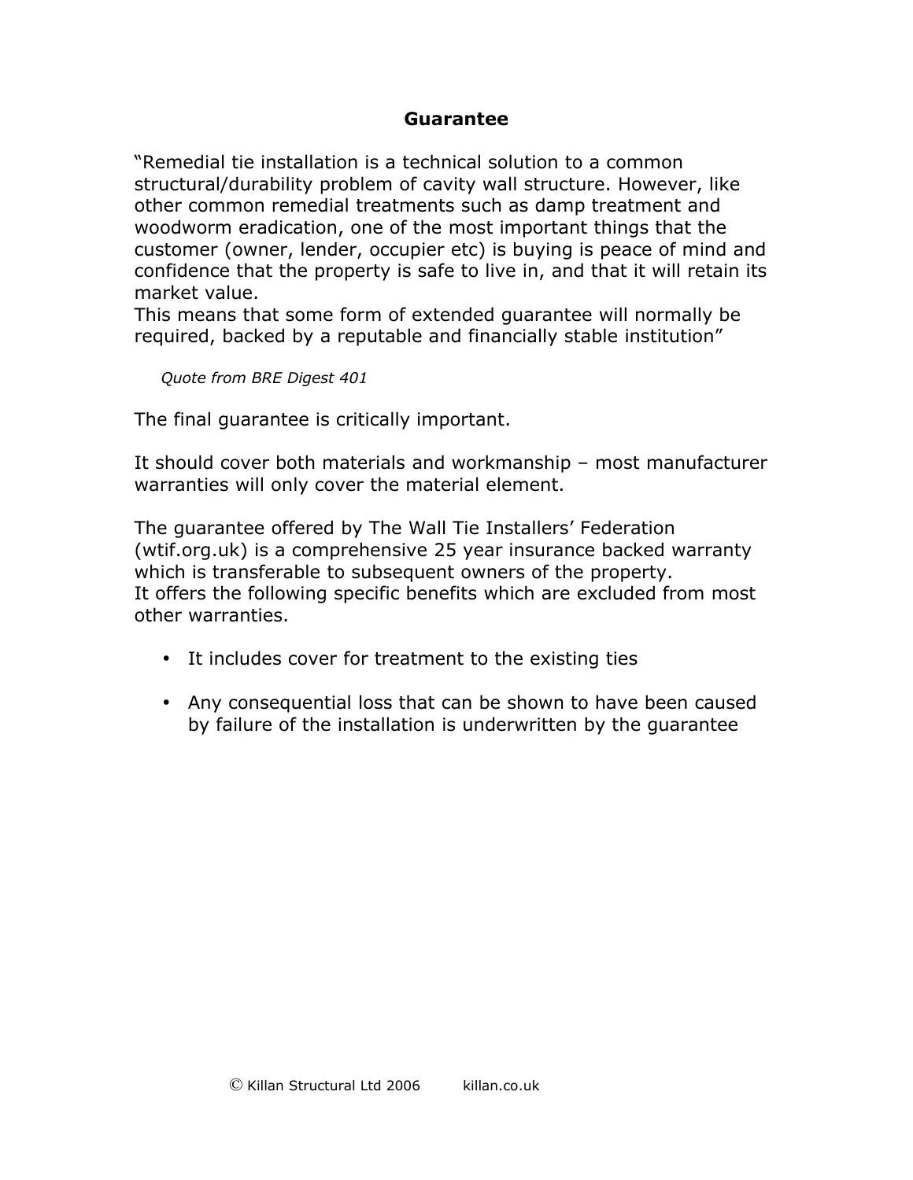## Guarantee

"Remedial tie installation is a technical solution to a common structural/durability problem of cavity wall structure. However, like other common remedial treatments such as damp treatment and woodworm eradication, one of the most important things that the customer (owner, lender, occupier etc) is buying is peace of mind and confidence that the property is safe to live in, and that it will retain its market value.
This means that some form of extended guarantee will normally be required, backed by a reputable and financially stable institution"

*Quote from BRE Digest 401*

The final guarantee is critically important.

It should cover both materials and workmanship – most manufacturer warranties will only cover the material element.

The guarantee offered by The Wall Tie Installers' Federation (wtif.org.uk) is a comprehensive 25 year insurance backed warranty which is transferable to subsequent owners of the property.
It offers the following specific benefits which are excluded from most other warranties.

- It includes cover for treatment to the existing ties
- Any consequential loss that can be shown to have been caused by failure of the installation is underwritten by the guarantee